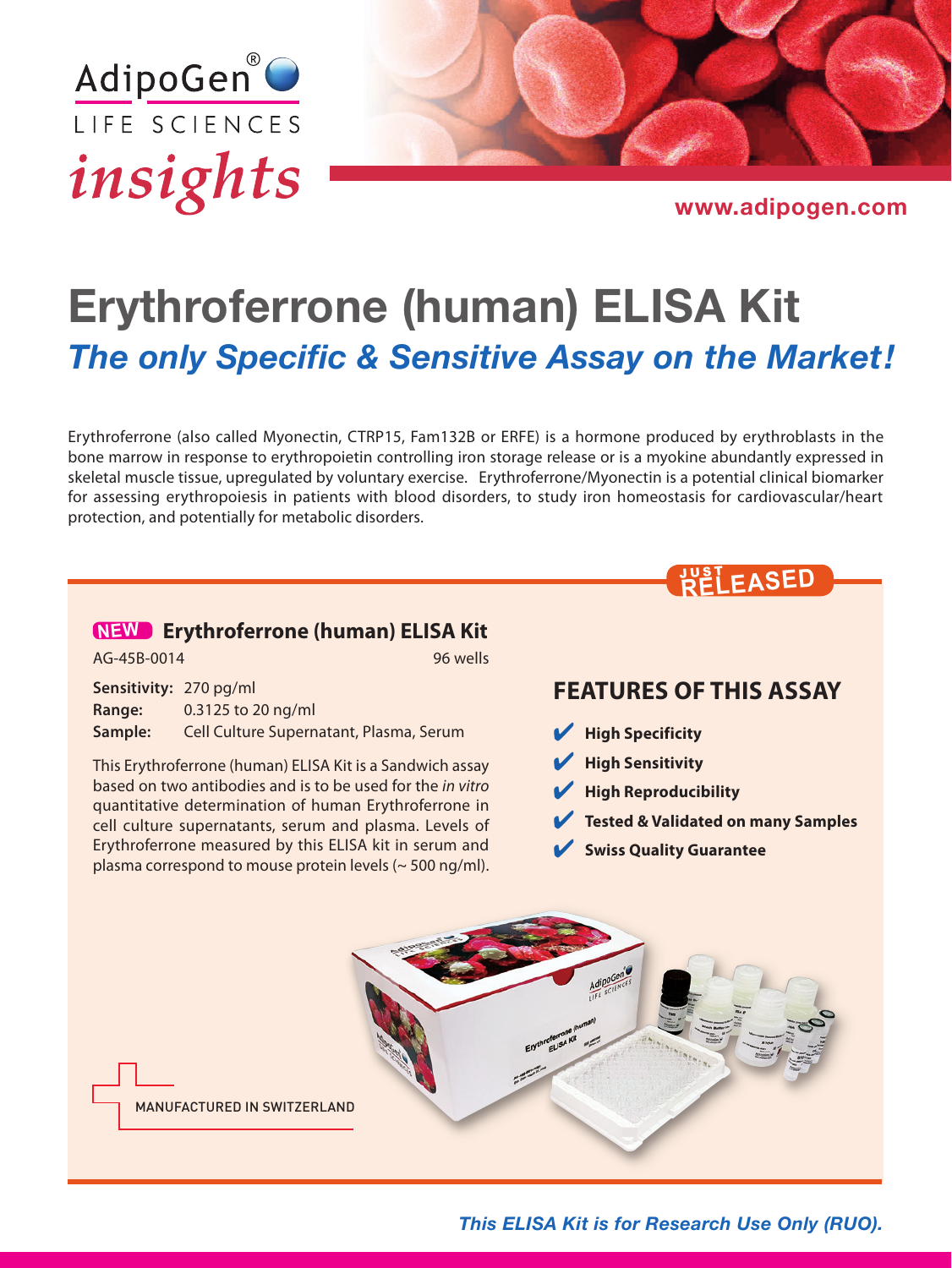AdipoGen® LIFE SCIENCES

*insights*

www.adipogen.com

# Erythroferrone (human) ELISA Kit

## *The only Specific & Sensitive Assay on the Market!*

Erythroferrone (also called Myonectin, CTRP15, Fam132B or ERFE) is a hormone produced by erythroblasts in the bone marrow in response to erythropoietin controlling iron storage release or is a myokine abundantly expressed in skeletal muscle tissue, upregulated by voluntary exercise. Erythroferrone/Myonectin is a potential clinical biomarker for assessing erythropoiesis in patients with blood disorders, to study iron homeostasis for cardiovascular/heart protection, and potentially for metabolic disorders.

JUST RELEASED

### NEW Erythroferrone (human) ELISA Kit

AG-45B-0014 — 96 wells

**Sensitivity:** 270 pg/ml
**Range:** 0.3125 to 20 ng/ml
**Sample:** Cell Culture Supernatant, Plasma, Serum

This Erythroferrone (human) ELISA Kit is a Sandwich assay based on two antibodies and is to be used for the *in vitro* quantitative determination of human Erythroferrone in cell culture supernatants, serum and plasma. Levels of Erythroferrone measured by this ELISA kit in serum and plasma correspond to mouse protein levels (~ 500 ng/ml).

### FEATURES OF THIS ASSAY

- **High Specificity**
- **High Sensitivity**
- **High Reproducibility**
- **Tested & Validated on many Samples**
- **Swiss Quality Guarantee**

MANUFACTURED IN SWITZERLAND

*This ELISA Kit is for Research Use Only (RUO).*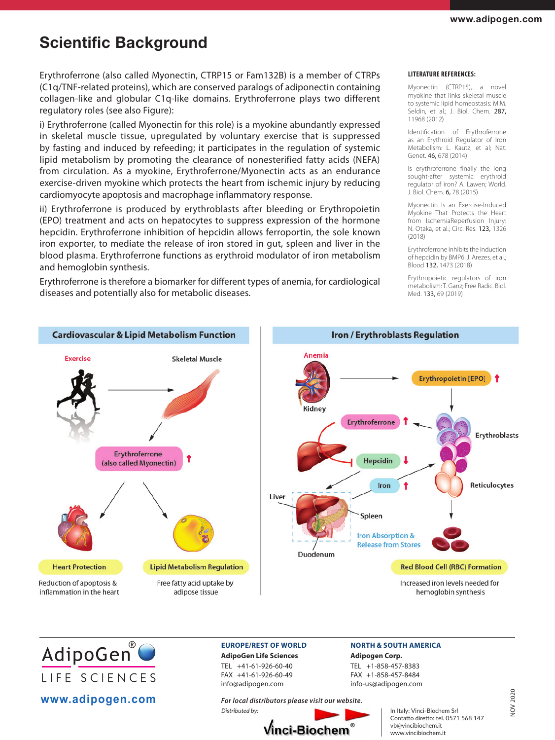# Scientific Background

Erythroferrone (also called Myonectin, CTRP15 or Fam132B) is a member of CTRPs (C1q/TNF-related proteins), which are conserved paralogs of adiponectin containing collagen-like and globular C1q-like domains. Erythroferrone plays two different regulatory roles (see also Figure):

i) Erythroferrone (called Myonectin for this role) is a myokine abundantly expressed in skeletal muscle tissue, upregulated by voluntary exercise that is suppressed by fasting and induced by refeeding; it participates in the regulation of systemic lipid metabolism by promoting the clearance of nonesterified fatty acids (NEFA) from circulation. As a myokine, Erythroferrone/Myonectin acts as an endurance exercise-driven myokine which protects the heart from ischemic injury by reducing cardiomyocyte apoptosis and macrophage inflammatory response.

ii) Erythroferrone is produced by erythroblasts after bleeding or Erythropoietin (EPO) treatment and acts on hepatocytes to suppress expression of the hormone hepcidin. Erythroferrone inhibition of hepcidin allows ferroportin, the sole known iron exporter, to mediate the release of iron stored in gut, spleen and liver in the blood plasma. Erythroferrone functions as erythroid modulator of iron metabolism and hemoglobin synthesis.

Erythroferrone is therefore a biomarker for different types of anemia, for cardiological diseases and potentially also for metabolic diseases.

**LITERATURE REFERENCES:**

Myonectin (CTRP15), a novel myokine that links skeletal muscle to systemic lipid homeostasis: M.M. Seldin, et al.; J. Biol. Chem. **287,** 11968 (2012)

Identification of Erythroferrone as an Erythroid Regulator of Iron Metabolism: L. Kautz, et al; Nat. Genet. **46,** 678 (2014)

Is erythroferrone finally the long sought-after systemic erythroid regulator of iron? A. Lawen; World. J. Biol. Chem. **6,** 78 (2015)

Myonectin Is an Exercise-Induced Myokine That Protects the Heart from IschemiaReperfusion Injury: N. Otaka, et al.; Circ. Res. **123,** 1326 (2018)

Erythroferrone inhibits the induction of hepcidin by BMP6: J. Arezes, et al.; Blood **132,** 1473 (2018)

Erythropoietic regulators of iron metabolism: T. Ganz; Free Radic. Biol. Med. **133,** 69 (2019)

**Cardiovascular & Lipid Metabolism Function**

Exercise
Skeletal Muscle
Erythroferrone (also called Myonectin) ↑
Heart Protection
Reduction of apoptosis & inflammation in the heart
Lipid Metabolism Regulation
Free fatty acid uptake by adipose tissue

**Iron / Erythroblasts Regulation**

Anemia
Kidney
Erythropoietin [EPO] ↑
Erythroferrone ↑
Erythroblasts
Hepcidin ↓
Iron ↑
Reticulocytes
Liver
Spleen
Duodenum
Iron Absorption & Release from Stores
Red Blood Cell (RBC) Formation
Increased iron levels needed for hemoglobin synthesis

AdipoGen® LIFE SCIENCES
www.adipogen.com

**EUROPE/REST OF WORLD**
**AdipoGen Life Sciences**
TEL +41-61-926-60-40
FAX +41-61-926-60-49
info@adipogen.com

**NORTH & SOUTH AMERICA**
**Adipogen Corp.**
TEL +1-858-457-8383
FAX +1-858-457-8484
info-us@adipogen.com

*For local distributors please visit our website.*

Distributed by:
Vinci-Biochem®

In Italy: Vinci-Biochem Srl
Contatto diretto: tel. 0571 568 147
vb@vincibiochem.it
www.vincibiochem.it

NOV 2020